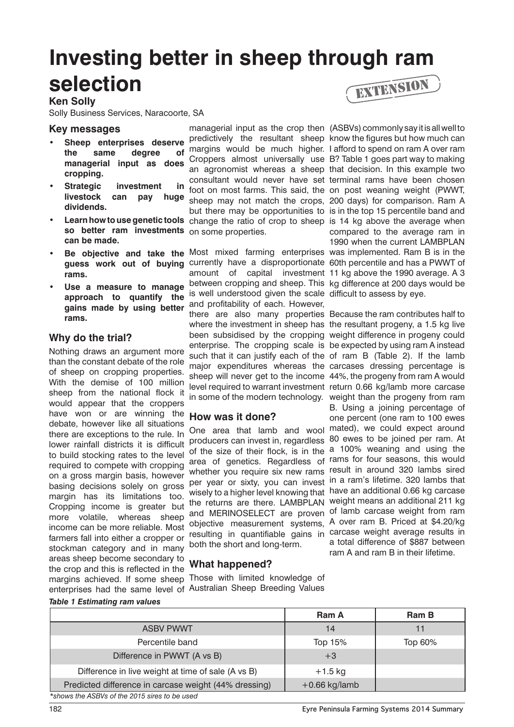# Investing better in sheep through ram selection

EXTENSION

**Ken Solly**

Solly Business Services, Naracoorte, SA

## Key messages

- **Sheep enterprises deserve the same degree of managerial input as does cropping.**
- **Strategic investment in livestock can pay huge dividends.**
- **Learn how to use genetic tools so better ram investments can be made.**
- **Be objective and take the guess work out of buying rams.**
- **Use a measure to manage approach to quantify the gains made by using better rams.**

## Why do the trial?

Nothing draws an argument more than the constant debate of the role of sheep on cropping properties. With the demise of 100 million sheep from the national flock it would appear that the croppers have won or are winning the debate, however like all situations there are exceptions to the rule. In lower rainfall districts it is difficult to build stocking rates to the level required to compete with cropping on a gross margin basis, however basing decisions solely on gross margin has its limitations too. Cropping income is greater but more volatile, whereas sheep income can be more reliable. Most farmers fall into either a cropper or stockman category and in many areas sheep become secondary to the crop and this is reflected in the margins achieved. If some sheep enterprises had the same level of managerial input as the crop then predictively the resultant sheep margins would be much higher. Croppers almost universally use an agronomist whereas a sheep consultant would never have set foot on most farms. This said, the sheep may not match the crops, but there may be opportunities to change the ratio of crop to sheep on some properties.

Most mixed farming enterprises currently have a disproportionate amount of capital investment between cropping and sheep. This is well understood given the scale and profitability of each. However, there are also many properties where the investment in sheep has been subsidised by the cropping enterprise. The cropping scale is such that it can justify each of the major expenditures whereas the sheep will never get to the income level required to warrant investment in some of the modern technology.

## How was it done?

One area that lamb and wool producers can invest in, regardless of the size of their flock, is in the area of genetics. Regardless of whether you require six new rams per year or sixty, you can invest wisely to a higher level knowing that the returns are there. LAMBPLAN and MERINOSELECT are proven objective measurement systems, resulting in quantifiable gains in both the short and long-term.

## What happened?

Those with limited knowledge of Australian Sheep Breeding Values (ASBVs) commonly say it is all well to know the figures but how much can I afford to spend on ram A over ram B? Table 1 goes part way to making that decision. In this example two terminal rams have been chosen on post weaning weight (PWWT, 200 days) for comparison. Ram A is in the top 15 percentile band and is 14 kg above the average when compared to the average ram in 1990 when the current LAMBPLAN was implemented. Ram B is in the 60th percentile and has a PWWT of 11 kg above the 1990 average. A 3 kg difference at 200 days would be difficult to assess by eye.

Because the ram contributes half to the resultant progeny, a 1.5 kg live weight difference in progeny could be expected by using ram A instead of ram B (Table 2). If the lamb carcases dressing percentage is 44%, the progeny from ram A would return 0.66 kg/lamb more carcase weight than the progeny from ram B. Using a joining percentage of one percent (one ram to 100 ewes mated), we could expect around 80 ewes to be joined per ram. At a 100% weaning and using the rams for four seasons, this would result in around 320 lambs sired in a ram's lifetime. 320 lambs that have an additional 0.66 kg carcase weight means an additional 211 kg of lamb carcase weight from ram A over ram B. Priced at $4.20/kg carcase weight average results in a total difference of $887 between ram A and ram B in their lifetime.

*Table 1 Estimating ram values*

| | Ram A | Ram B |
|---|---|---|
| ASBV PWWT | 14 | 11 |
| Percentile band | Top 15% | Top 60% |
| Difference in PWWT (A vs B) | +3 | |
| Difference in live weight at time of sale (A vs B) | +1.5 kg | |
| Predicted difference in carcase weight (44% dressing) | +0.66 kg/lamb | |

*\*shows the ASBVs of the 2015 sires to be used*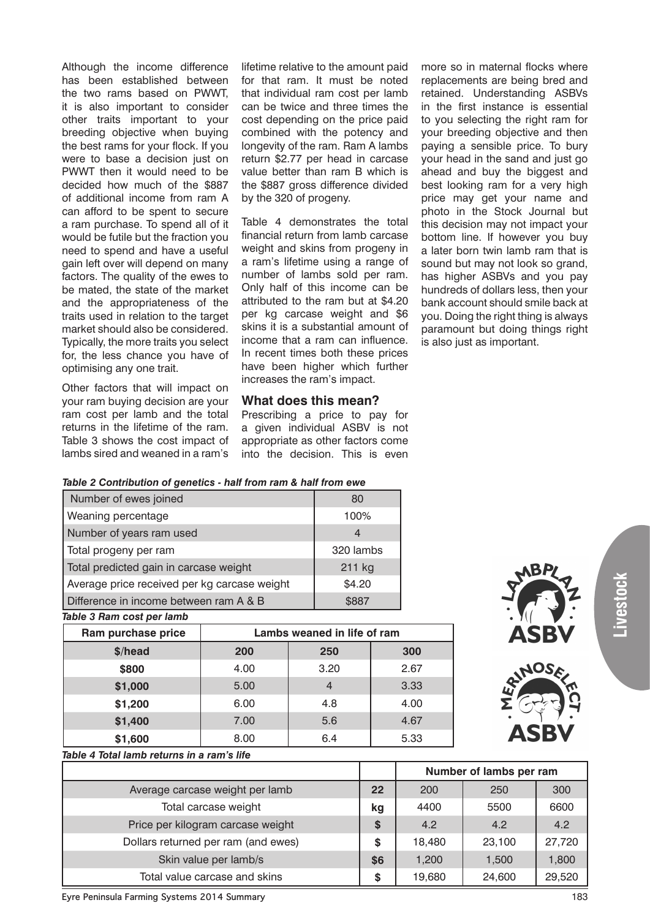Although the income difference has been established between the two rams based on PWWT, it is also important to consider other traits important to your breeding objective when buying the best rams for your flock. If you were to base a decision just on PWWT then it would need to be decided how much of the $887 of additional income from ram A can afford to be spent to secure a ram purchase. To spend all of it would be futile but the fraction you need to spend and have a useful gain left over will depend on many factors. The quality of the ewes to be mated, the state of the market and the appropriateness of the traits used in relation to the target market should also be considered. Typically, the more traits you select for, the less chance you have of optimising any one trait.

Other factors that will impact on your ram buying decision are your ram cost per lamb and the total returns in the lifetime of the ram. Table 3 shows the cost impact of lambs sired and weaned in a ram's lifetime relative to the amount paid for that ram. It must be noted that individual ram cost per lamb can be twice and three times the cost depending on the price paid combined with the potency and longevity of the ram. Ram A lambs return $2.77 per head in carcase value better than ram B which is the $887 gross difference divided by the 320 of progeny.

Table 4 demonstrates the total financial return from lamb carcase weight and skins from progeny in a ram's lifetime using a range of number of lambs sold per ram. Only half of this income can be attributed to the ram but at $4.20 per kg carcase weight and $6 skins it is a substantial amount of income that a ram can influence. In recent times both these prices have been higher which further increases the ram's impact.

## What does this mean?

Prescribing a price to pay for a given individual ASBV is not appropriate as other factors come into the decision. This is even more so in maternal flocks where replacements are being bred and retained. Understanding ASBVs in the first instance is essential to you selecting the right ram for your breeding objective and then paying a sensible price. To bury your head in the sand and just go ahead and buy the biggest and best looking ram for a very high price may get your name and photo in the Stock Journal but this decision may not impact your bottom line. If however you buy a later born twin lamb ram that is sound but may not look so grand, has higher ASBVs and you pay hundreds of dollars less, then your bank account should smile back at you. Doing the right thing is always paramount but doing things right is also just as important.

***Table 2 Contribution of genetics - half from ram & half from ewe***

| | |
|---|---|
| Number of ewes joined | 80 |
| Weaning percentage | 100% |
| Number of years ram used | 4 |
| Total progeny per ram | 320 lambs |
| Total predicted gain in carcase weight | 211 kg |
| Average price received per kg carcase weight | $4.20 |
| Difference in income between ram A & B | $887 |

***Table 3 Ram cost per lamb***

| Ram purchase price | Lambs weaned in life of ram | | |
|---|---|---|---|
| $/head | 200 | 250 | 300 |
| $800 | 4.00 | 3.20 | 2.67 |
| $1,000 | 5.00 | 4 | 3.33 |
| $1,200 | 6.00 | 4.8 | 4.00 |
| $1,400 | 7.00 | 5.6 | 4.67 |
| $1,600 | 8.00 | 6.4 | 5.33 |

LAMBPLAN ASBV

MERINOSELECT ASBV

***Table 4 Total lamb returns in a ram's life***

| | | Number of lambs per ram | | |
|---|---|---|---|---|
| | | 200 | 250 | 300 |
| Average carcase weight per lamb | 22 | 200 | 250 | 300 |
| Total carcase weight | kg | 4400 | 5500 | 6600 |
| Price per kilogram carcase weight | $ | 4.2 | 4.2 | 4.2 |
| Dollars returned per ram (and ewes) | $ | 18,480 | 23,100 | 27,720 |
| Skin value per lamb/s | $6 | 1,200 | 1,500 | 1,800 |
| Total value carcase and skins | $ | 19,680 | 24,600 | 29,520 |